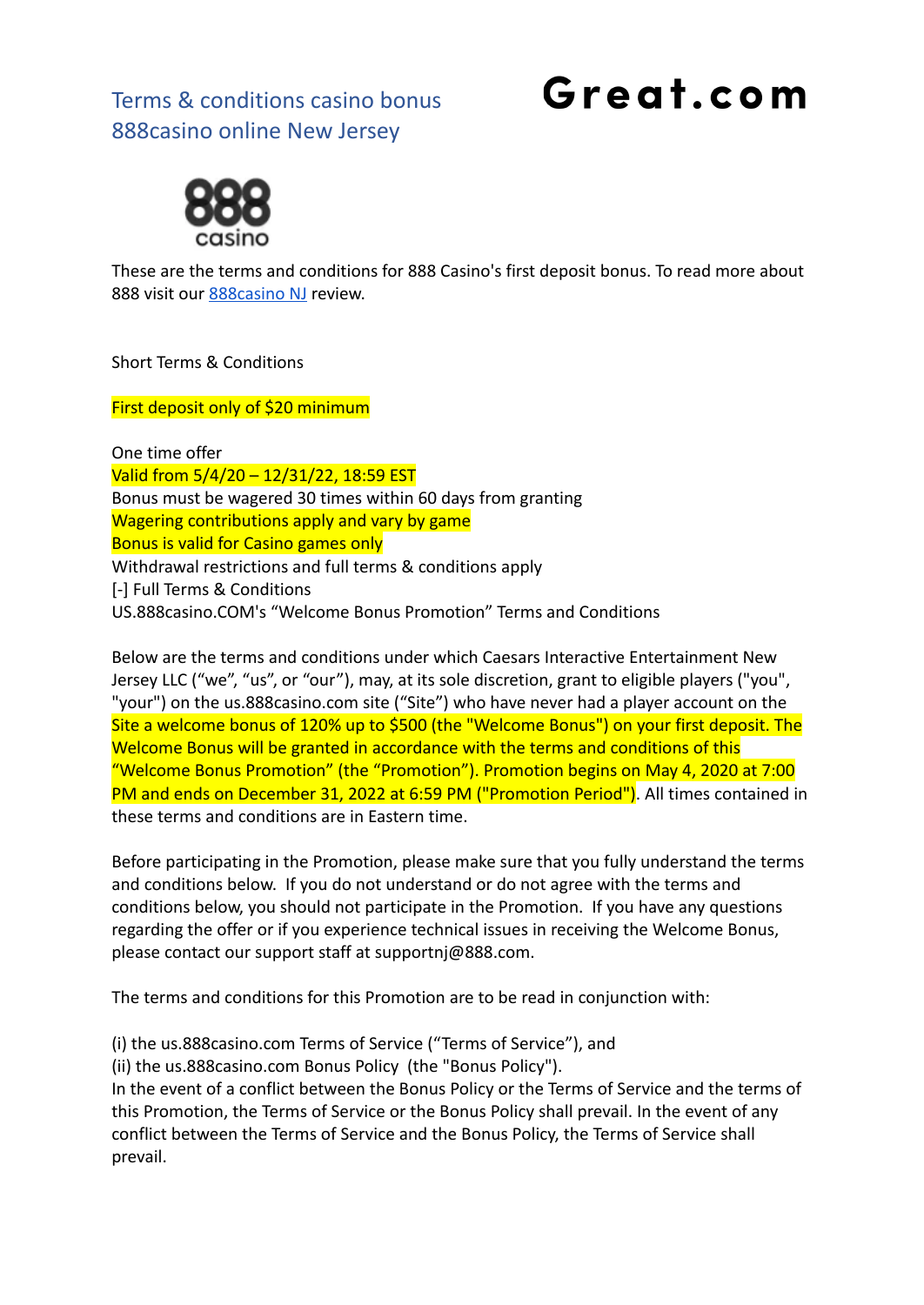# Terms & conditions casino bonus 888casino online New Jersey

**Great.com**

These are the terms and conditions for 888 Casino's first deposit bonus. To read more about 888 visit our [888casino NJ](#) review.

Short Terms & Conditions

First deposit only of $20 minimum

One time offer
Valid from 5/4/20 – 12/31/22, 18:59 EST
Bonus must be wagered 30 times within 60 days from granting
Wagering contributions apply and vary by game
Bonus is valid for Casino games only
Withdrawal restrictions and full terms & conditions apply
[-] Full Terms & Conditions
US.888casino.COM's "Welcome Bonus Promotion" Terms and Conditions

Below are the terms and conditions under which Caesars Interactive Entertainment New Jersey LLC ("we", "us", or "our"), may, at its sole discretion, grant to eligible players ("you", "your") on the us.888casino.com site ("Site") who have never had a player account on the Site a welcome bonus of 120% up to $500 (the "Welcome Bonus") on your first deposit. The Welcome Bonus will be granted in accordance with the terms and conditions of this "Welcome Bonus Promotion" (the "Promotion"). Promotion begins on May 4, 2020 at 7:00 PM and ends on December 31, 2022 at 6:59 PM ("Promotion Period"). All times contained in these terms and conditions are in Eastern time.

Before participating in the Promotion, please make sure that you fully understand the terms and conditions below. If you do not understand or do not agree with the terms and conditions below, you should not participate in the Promotion. If you have any questions regarding the offer or if you experience technical issues in receiving the Welcome Bonus, please contact our support staff at supportnj@888.com.

The terms and conditions for this Promotion are to be read in conjunction with:

(i) the us.888casino.com Terms of Service ("Terms of Service"), and
(ii) the us.888casino.com Bonus Policy (the "Bonus Policy").
In the event of a conflict between the Bonus Policy or the Terms of Service and the terms of this Promotion, the Terms of Service or the Bonus Policy shall prevail. In the event of any conflict between the Terms of Service and the Bonus Policy, the Terms of Service shall prevail.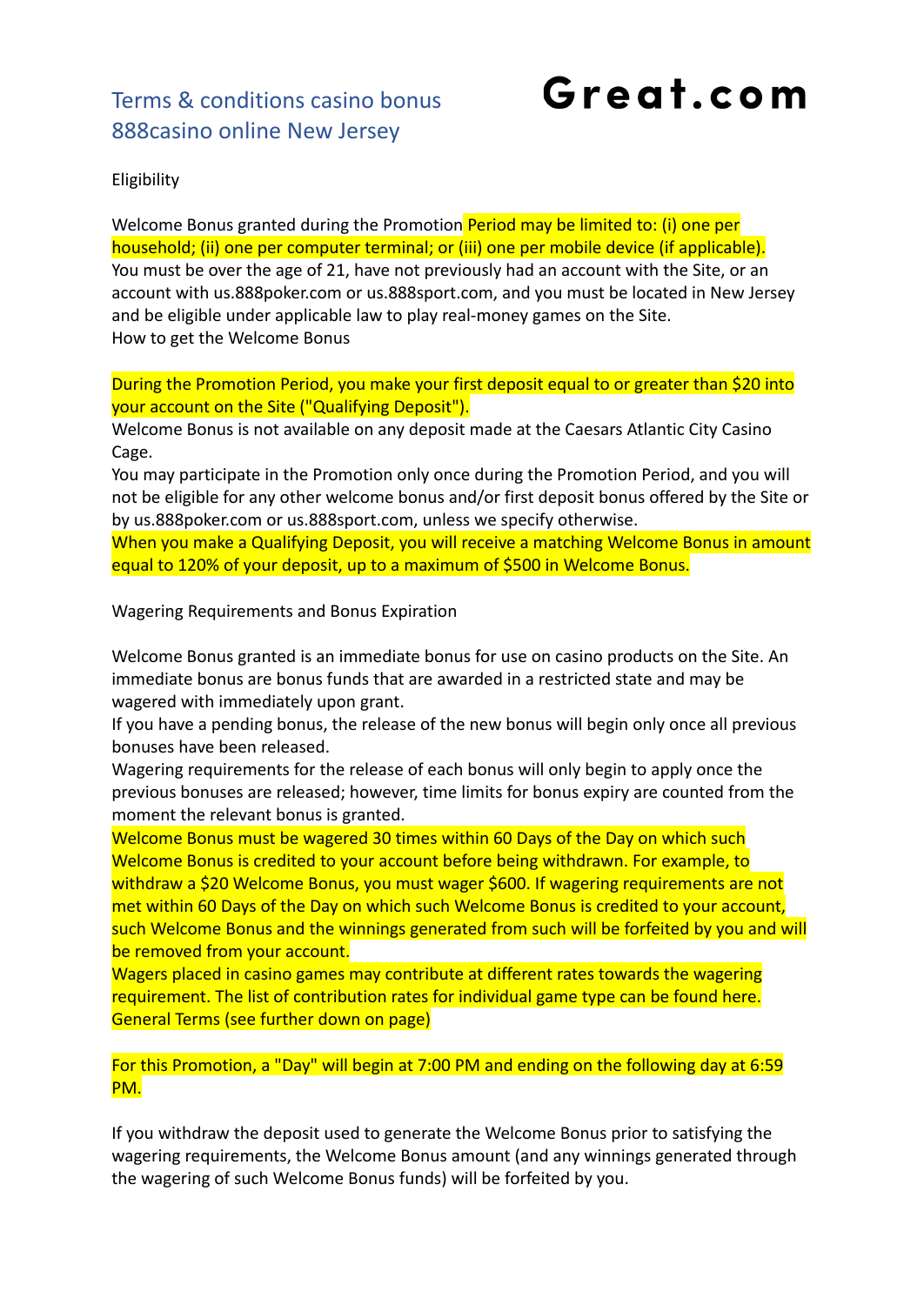# Terms & conditions casino bonus 888casino online New Jersey

**Great.com**

Eligibility

Welcome Bonus granted during the Promotion Period may be limited to: (i) one per household; (ii) one per computer terminal; or (iii) one per mobile device (if applicable). You must be over the age of 21, have not previously had an account with the Site, or an account with us.888poker.com or us.888sport.com, and you must be located in New Jersey and be eligible under applicable law to play real-money games on the Site.
How to get the Welcome Bonus

During the Promotion Period, you make your first deposit equal to or greater than $20 into your account on the Site ("Qualifying Deposit").
Welcome Bonus is not available on any deposit made at the Caesars Atlantic City Casino Cage.
You may participate in the Promotion only once during the Promotion Period, and you will not be eligible for any other welcome bonus and/or first deposit bonus offered by the Site or by us.888poker.com or us.888sport.com, unless we specify otherwise.
When you make a Qualifying Deposit, you will receive a matching Welcome Bonus in amount equal to 120% of your deposit, up to a maximum of $500 in Welcome Bonus.

Wagering Requirements and Bonus Expiration

Welcome Bonus granted is an immediate bonus for use on casino products on the Site. An immediate bonus are bonus funds that are awarded in a restricted state and may be wagered with immediately upon grant.
If you have a pending bonus, the release of the new bonus will begin only once all previous bonuses have been released.
Wagering requirements for the release of each bonus will only begin to apply once the previous bonuses are released; however, time limits for bonus expiry are counted from the moment the relevant bonus is granted.
Welcome Bonus must be wagered 30 times within 60 Days of the Day on which such Welcome Bonus is credited to your account before being withdrawn. For example, to withdraw a $20 Welcome Bonus, you must wager $600. If wagering requirements are not met within 60 Days of the Day on which such Welcome Bonus is credited to your account, such Welcome Bonus and the winnings generated from such will be forfeited by you and will be removed from your account.
Wagers placed in casino games may contribute at different rates towards the wagering requirement. The list of contribution rates for individual game type can be found here.
General Terms (see further down on page)

For this Promotion, a "Day" will begin at 7:00 PM and ending on the following day at 6:59 PM.

If you withdraw the deposit used to generate the Welcome Bonus prior to satisfying the wagering requirements, the Welcome Bonus amount (and any winnings generated through the wagering of such Welcome Bonus funds) will be forfeited by you.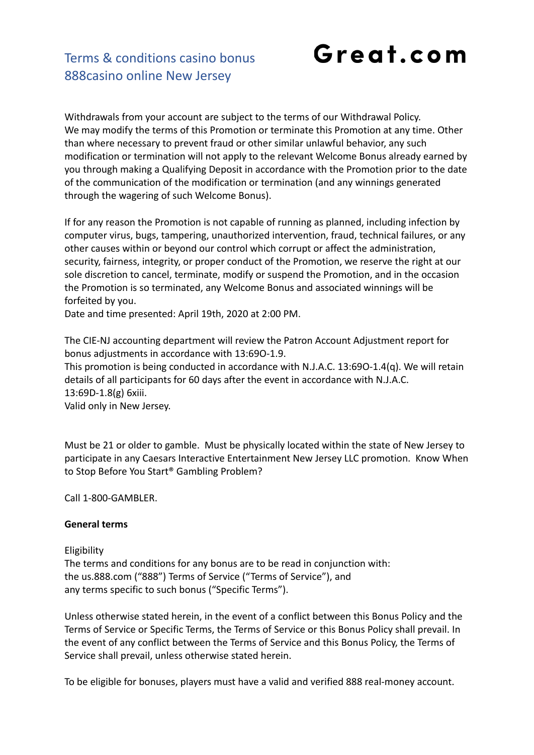Withdrawals from your account are subject to the terms of our Withdrawal Policy.
We may modify the terms of this Promotion or terminate this Promotion at any time. Other than where necessary to prevent fraud or other similar unlawful behavior, any such modification or termination will not apply to the relevant Welcome Bonus already earned by you through making a Qualifying Deposit in accordance with the Promotion prior to the date of the communication of the modification or termination (and any winnings generated through the wagering of such Welcome Bonus).

If for any reason the Promotion is not capable of running as planned, including infection by computer virus, bugs, tampering, unauthorized intervention, fraud, technical failures, or any other causes within or beyond our control which corrupt or affect the administration, security, fairness, integrity, or proper conduct of the Promotion, we reserve the right at our sole discretion to cancel, terminate, modify or suspend the Promotion, and in the occasion the Promotion is so terminated, any Welcome Bonus and associated winnings will be forfeited by you.
Date and time presented: April 19th, 2020 at 2:00 PM.

The CIE-NJ accounting department will review the Patron Account Adjustment report for bonus adjustments in accordance with 13:69O-1.9.
This promotion is being conducted in accordance with N.J.A.C. 13:69O-1.4(q). We will retain details of all participants for 60 days after the event in accordance with N.J.A.C. 13:69D-1.8(g) 6xiii.
Valid only in New Jersey.

Must be 21 or older to gamble. Must be physically located within the state of New Jersey to participate in any Caesars Interactive Entertainment New Jersey LLC promotion. Know When to Stop Before You Start® Gambling Problem?

Call 1-800-GAMBLER.

**General terms**

Eligibility
The terms and conditions for any bonus are to be read in conjunction with:
the us.888.com ("888") Terms of Service ("Terms of Service"), and
any terms specific to such bonus ("Specific Terms").

Unless otherwise stated herein, in the event of a conflict between this Bonus Policy and the Terms of Service or Specific Terms, the Terms of Service or this Bonus Policy shall prevail. In the event of any conflict between the Terms of Service and this Bonus Policy, the Terms of Service shall prevail, unless otherwise stated herein.

To be eligible for bonuses, players must have a valid and verified 888 real-money account.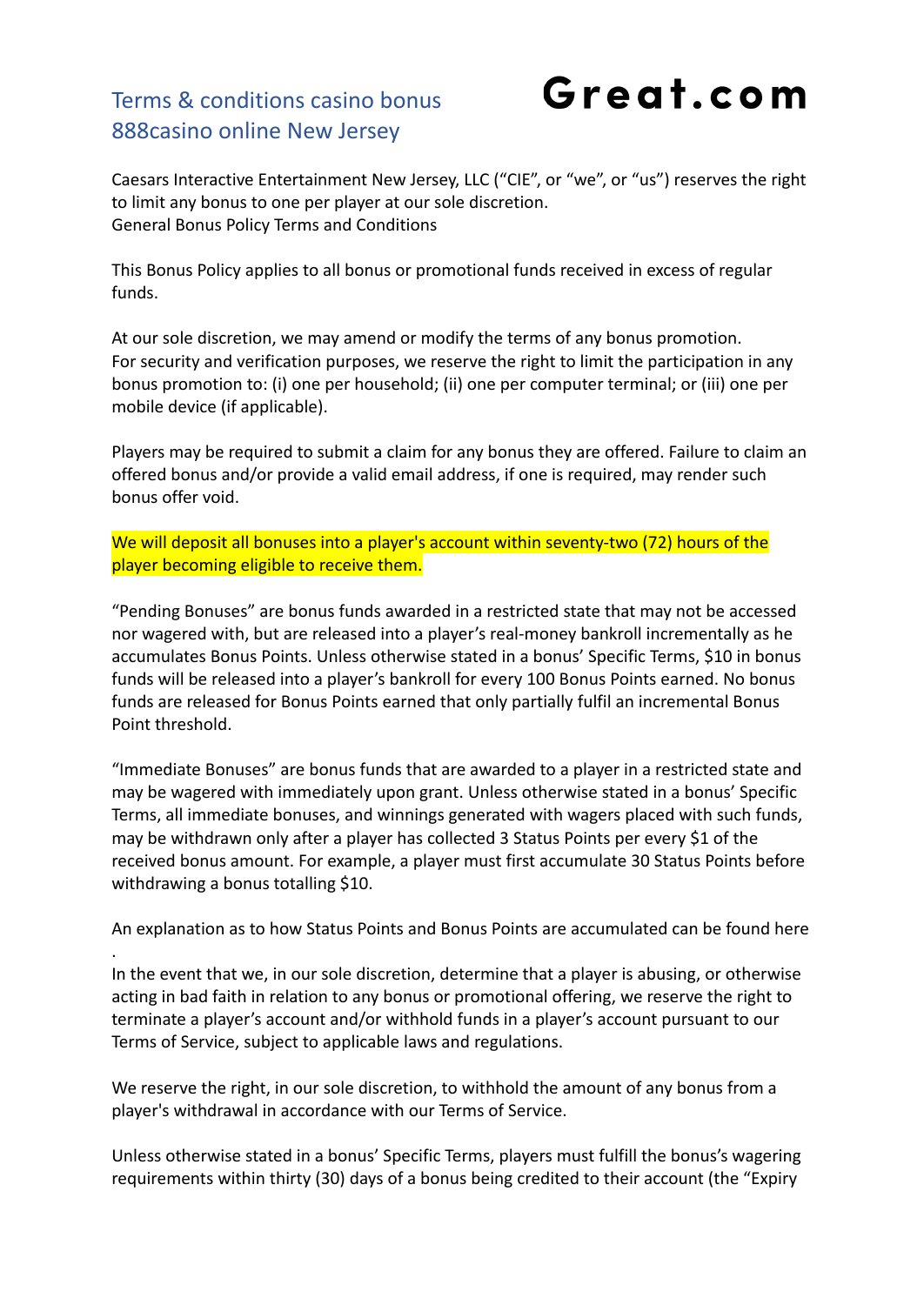# Terms & conditions casino bonus 888casino online New Jersey

**Great.com**

Caesars Interactive Entertainment New Jersey, LLC ("CIE", or "we", or "us") reserves the right to limit any bonus to one per player at our sole discretion.
General Bonus Policy Terms and Conditions

This Bonus Policy applies to all bonus or promotional funds received in excess of regular funds.

At our sole discretion, we may amend or modify the terms of any bonus promotion.
For security and verification purposes, we reserve the right to limit the participation in any bonus promotion to: (i) one per household; (ii) one per computer terminal; or (iii) one per mobile device (if applicable).

Players may be required to submit a claim for any bonus they are offered. Failure to claim an offered bonus and/or provide a valid email address, if one is required, may render such bonus offer void.

We will deposit all bonuses into a player's account within seventy-two (72) hours of the player becoming eligible to receive them.

"Pending Bonuses" are bonus funds awarded in a restricted state that may not be accessed nor wagered with, but are released into a player's real-money bankroll incrementally as he accumulates Bonus Points. Unless otherwise stated in a bonus' Specific Terms, $10 in bonus funds will be released into a player's bankroll for every 100 Bonus Points earned. No bonus funds are released for Bonus Points earned that only partially fulfil an incremental Bonus Point threshold.

"Immediate Bonuses" are bonus funds that are awarded to a player in a restricted state and may be wagered with immediately upon grant. Unless otherwise stated in a bonus' Specific Terms, all immediate bonuses, and winnings generated with wagers placed with such funds, may be withdrawn only after a player has collected 3 Status Points per every $1 of the received bonus amount. For example, a player must first accumulate 30 Status Points before withdrawing a bonus totalling $10.

An explanation as to how Status Points and Bonus Points are accumulated can be found here
.
In the event that we, in our sole discretion, determine that a player is abusing, or otherwise acting in bad faith in relation to any bonus or promotional offering, we reserve the right to terminate a player's account and/or withhold funds in a player's account pursuant to our Terms of Service, subject to applicable laws and regulations.

We reserve the right, in our sole discretion, to withhold the amount of any bonus from a player's withdrawal in accordance with our Terms of Service.

Unless otherwise stated in a bonus' Specific Terms, players must fulfill the bonus's wagering requirements within thirty (30) days of a bonus being credited to their account (the "Expiry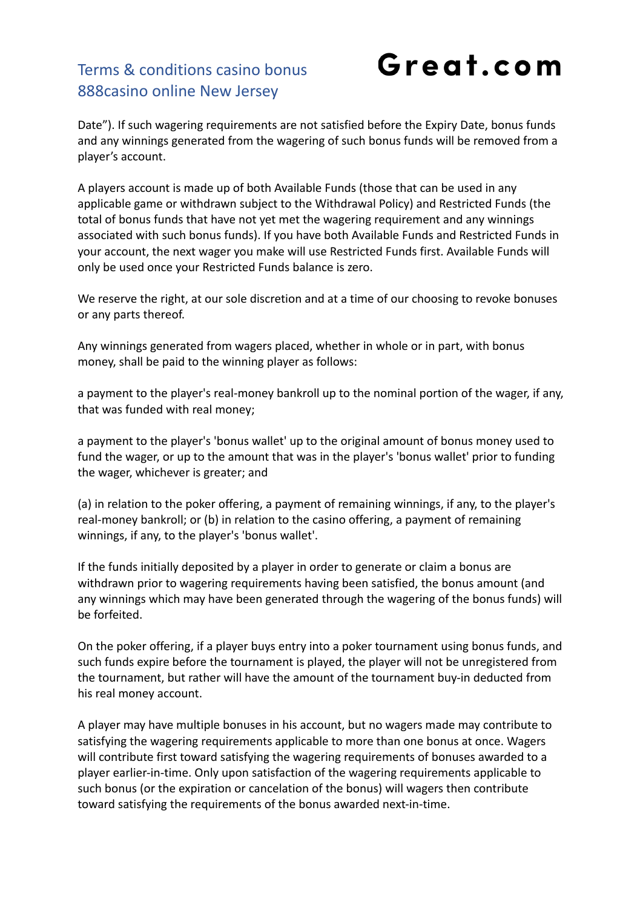Date"). If such wagering requirements are not satisfied before the Expiry Date, bonus funds and any winnings generated from the wagering of such bonus funds will be removed from a player's account.

A players account is made up of both Available Funds (those that can be used in any applicable game or withdrawn subject to the Withdrawal Policy) and Restricted Funds (the total of bonus funds that have not yet met the wagering requirement and any winnings associated with such bonus funds). If you have both Available Funds and Restricted Funds in your account, the next wager you make will use Restricted Funds first. Available Funds will only be used once your Restricted Funds balance is zero.

We reserve the right, at our sole discretion and at a time of our choosing to revoke bonuses or any parts thereof.

Any winnings generated from wagers placed, whether in whole or in part, with bonus money, shall be paid to the winning player as follows:

a payment to the player's real-money bankroll up to the nominal portion of the wager, if any, that was funded with real money;

a payment to the player's 'bonus wallet' up to the original amount of bonus money used to fund the wager, or up to the amount that was in the player's 'bonus wallet' prior to funding the wager, whichever is greater; and

(a) in relation to the poker offering, a payment of remaining winnings, if any, to the player's real-money bankroll; or (b) in relation to the casino offering, a payment of remaining winnings, if any, to the player's 'bonus wallet'.

If the funds initially deposited by a player in order to generate or claim a bonus are withdrawn prior to wagering requirements having been satisfied, the bonus amount (and any winnings which may have been generated through the wagering of the bonus funds) will be forfeited.

On the poker offering, if a player buys entry into a poker tournament using bonus funds, and such funds expire before the tournament is played, the player will not be unregistered from the tournament, but rather will have the amount of the tournament buy-in deducted from his real money account.

A player may have multiple bonuses in his account, but no wagers made may contribute to satisfying the wagering requirements applicable to more than one bonus at once. Wagers will contribute first toward satisfying the wagering requirements of bonuses awarded to a player earlier-in-time. Only upon satisfaction of the wagering requirements applicable to such bonus (or the expiration or cancelation of the bonus) will wagers then contribute toward satisfying the requirements of the bonus awarded next-in-time.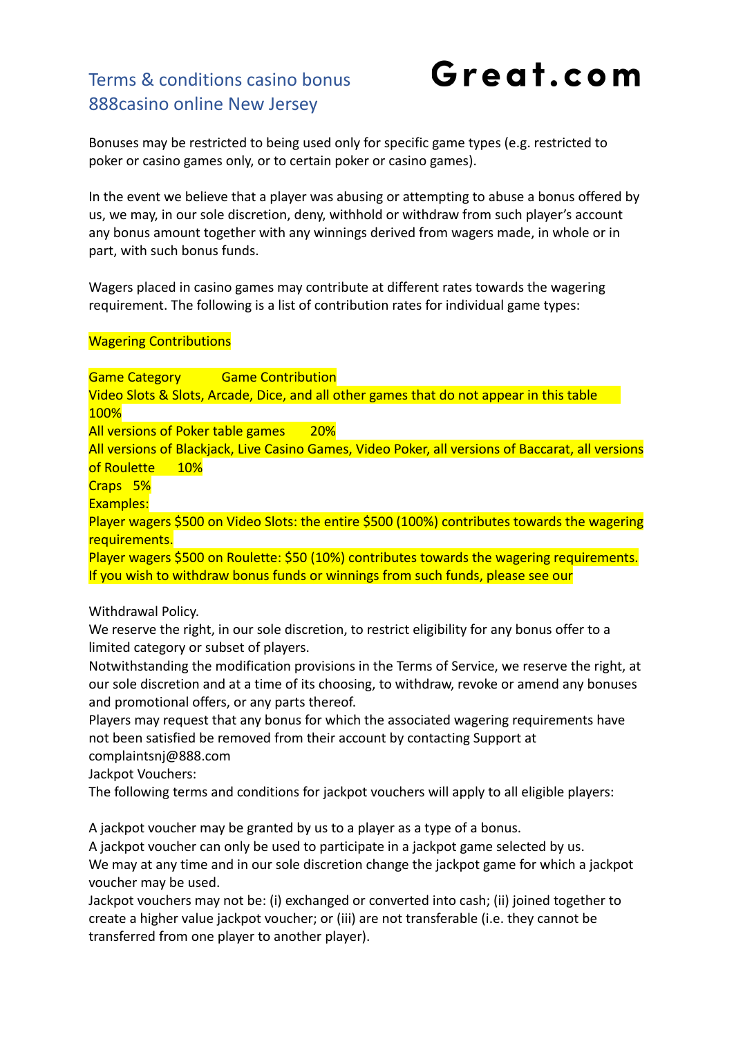# Terms & conditions casino bonus 888casino online New Jersey

**Great.com**

Bonuses may be restricted to being used only for specific game types (e.g. restricted to poker or casino games only, or to certain poker or casino games).

In the event we believe that a player was abusing or attempting to abuse a bonus offered by us, we may, in our sole discretion, deny, withhold or withdraw from such player's account any bonus amount together with any winnings derived from wagers made, in whole or in part, with such bonus funds.

Wagers placed in casino games may contribute at different rates towards the wagering requirement. The following is a list of contribution rates for individual game types:

Wagering Contributions

| Game Category | Game Contribution |
|---|---|
| Video Slots & Slots, Arcade, Dice, and all other games that do not appear in this table | 100% |
| All versions of Poker table games | 20% |
| All versions of Blackjack, Live Casino Games, Video Poker, all versions of Baccarat, all versions of Roulette | 10% |
| Craps | 5% |

Examples:

Player wagers $500 on Video Slots: the entire $500 (100%) contributes towards the wagering requirements.

Player wagers $500 on Roulette: $50 (10%) contributes towards the wagering requirements.

If you wish to withdraw bonus funds or winnings from such funds, please see our

Withdrawal Policy.

We reserve the right, in our sole discretion, to restrict eligibility for any bonus offer to a limited category or subset of players.

Notwithstanding the modification provisions in the Terms of Service, we reserve the right, at our sole discretion and at a time of its choosing, to withdraw, revoke or amend any bonuses and promotional offers, or any parts thereof.

Players may request that any bonus for which the associated wagering requirements have not been satisfied be removed from their account by contacting Support at complaintsnj@888.com

Jackpot Vouchers:

The following terms and conditions for jackpot vouchers will apply to all eligible players:

A jackpot voucher may be granted by us to a player as a type of a bonus.

A jackpot voucher can only be used to participate in a jackpot game selected by us.

We may at any time and in our sole discretion change the jackpot game for which a jackpot voucher may be used.

Jackpot vouchers may not be: (i) exchanged or converted into cash; (ii) joined together to create a higher value jackpot voucher; or (iii) are not transferable (i.e. they cannot be transferred from one player to another player).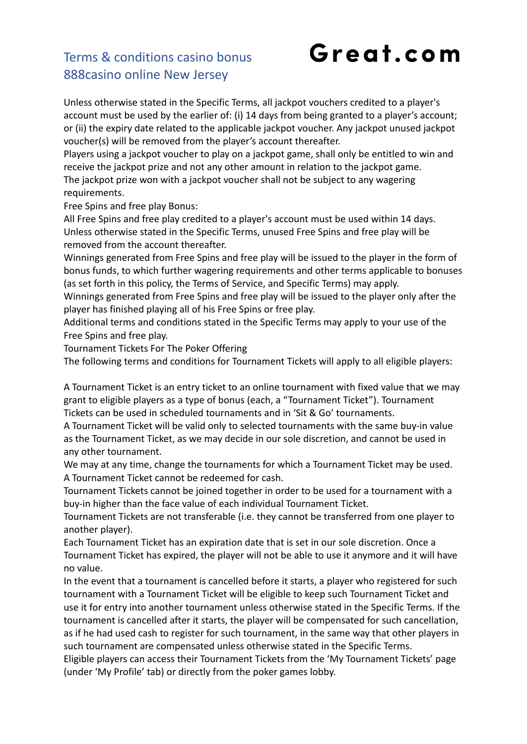Unless otherwise stated in the Specific Terms, all jackpot vouchers credited to a player's account must be used by the earlier of: (i) 14 days from being granted to a player's account; or (ii) the expiry date related to the applicable jackpot voucher. Any jackpot unused jackpot voucher(s) will be removed from the player's account thereafter.

Players using a jackpot voucher to play on a jackpot game, shall only be entitled to win and receive the jackpot prize and not any other amount in relation to the jackpot game.

The jackpot prize won with a jackpot voucher shall not be subject to any wagering requirements.

Free Spins and free play Bonus:

All Free Spins and free play credited to a player's account must be used within 14 days. Unless otherwise stated in the Specific Terms, unused Free Spins and free play will be removed from the account thereafter.

Winnings generated from Free Spins and free play will be issued to the player in the form of bonus funds, to which further wagering requirements and other terms applicable to bonuses (as set forth in this policy, the Terms of Service, and Specific Terms) may apply.

Winnings generated from Free Spins and free play will be issued to the player only after the player has finished playing all of his Free Spins or free play.

Additional terms and conditions stated in the Specific Terms may apply to your use of the Free Spins and free play.

Tournament Tickets For The Poker Offering

The following terms and conditions for Tournament Tickets will apply to all eligible players:

A Tournament Ticket is an entry ticket to an online tournament with fixed value that we may grant to eligible players as a type of bonus (each, a "Tournament Ticket"). Tournament Tickets can be used in scheduled tournaments and in 'Sit & Go' tournaments.

A Tournament Ticket will be valid only to selected tournaments with the same buy-in value as the Tournament Ticket, as we may decide in our sole discretion, and cannot be used in any other tournament.

We may at any time, change the tournaments for which a Tournament Ticket may be used.

A Tournament Ticket cannot be redeemed for cash.

Tournament Tickets cannot be joined together in order to be used for a tournament with a buy-in higher than the face value of each individual Tournament Ticket.

Tournament Tickets are not transferable (i.e. they cannot be transferred from one player to another player).

Each Tournament Ticket has an expiration date that is set in our sole discretion. Once a Tournament Ticket has expired, the player will not be able to use it anymore and it will have no value.

In the event that a tournament is cancelled before it starts, a player who registered for such tournament with a Tournament Ticket will be eligible to keep such Tournament Ticket and use it for entry into another tournament unless otherwise stated in the Specific Terms. If the tournament is cancelled after it starts, the player will be compensated for such cancellation, as if he had used cash to register for such tournament, in the same way that other players in such tournament are compensated unless otherwise stated in the Specific Terms.

Eligible players can access their Tournament Tickets from the 'My Tournament Tickets' page (under 'My Profile' tab) or directly from the poker games lobby.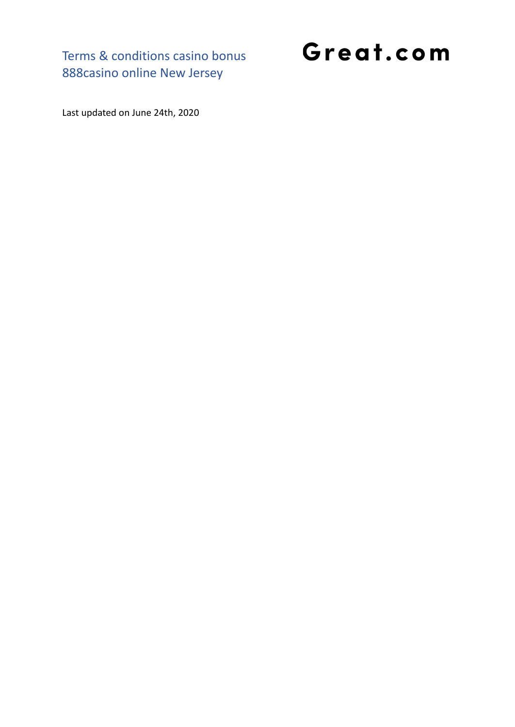Last updated on June 24th, 2020